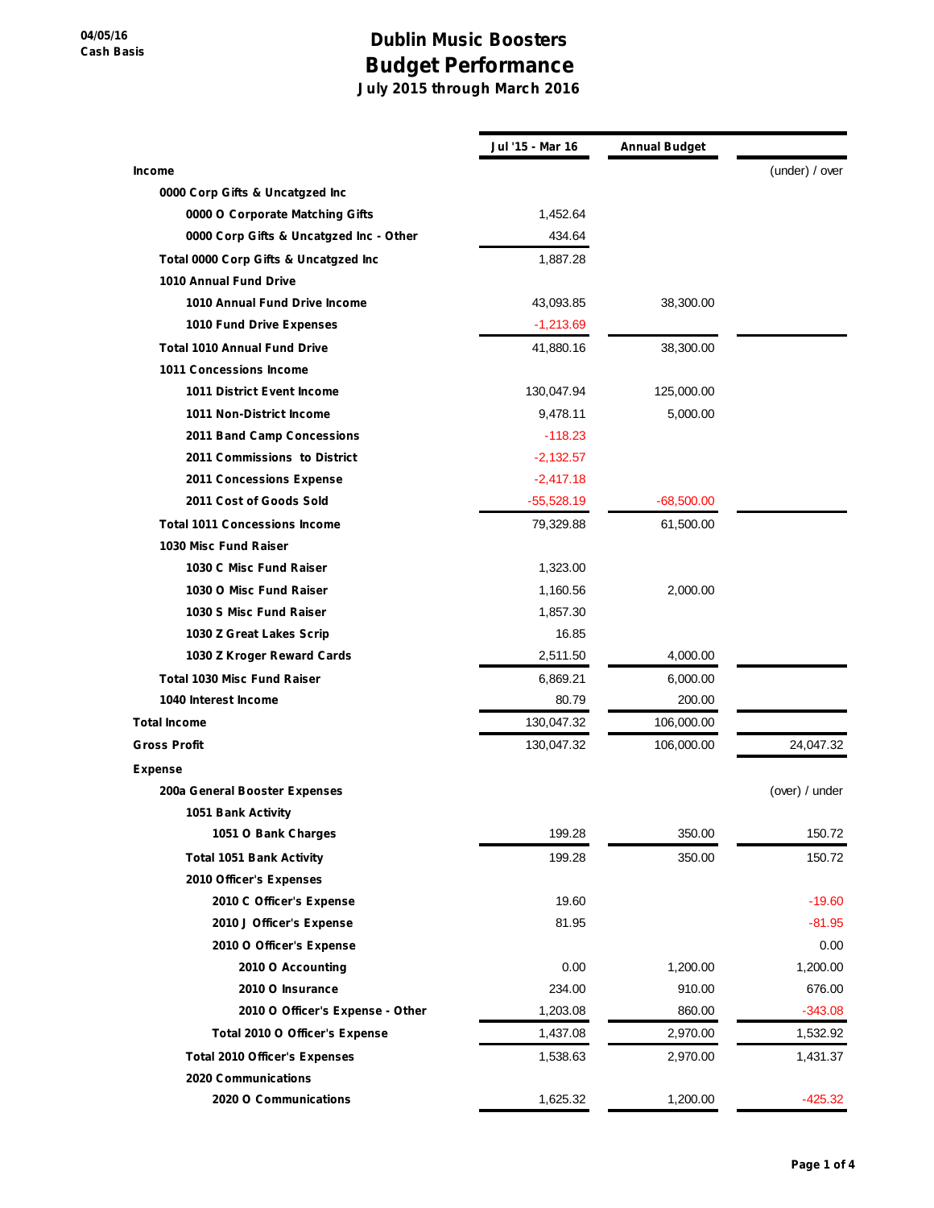04/05/16
Cash Basis

# Dublin Music Boosters
## Budget Performance
### July 2015 through March 2016

| | Jul '15 - Mar 16 | Annual Budget | |
|---|---|---|---|
| **Income** | | | (under) / over |
| **0000 Corp Gifts & Uncatgzed Inc** | | | |
| **0000 O Corporate Matching Gifts** | 1,452.64 | | |
| **0000 Corp Gifts & Uncatgzed Inc - Other** | 434.64 | | |
| **Total 0000 Corp Gifts & Uncatgzed Inc** | 1,887.28 | | |
| **1010 Annual Fund Drive** | | | |
| **1010 Annual Fund Drive Income** | 43,093.85 | 38,300.00 | |
| **1010 Fund Drive Expenses** | -1,213.69 | | |
| **Total 1010 Annual Fund Drive** | 41,880.16 | 38,300.00 | |
| **1011 Concessions Income** | | | |
| **1011 District Event Income** | 130,047.94 | 125,000.00 | |
| **1011 Non-District Income** | 9,478.11 | 5,000.00 | |
| **2011 Band Camp Concessions** | -118.23 | | |
| **2011 Commissions to District** | -2,132.57 | | |
| **2011 Concessions Expense** | -2,417.18 | | |
| **2011 Cost of Goods Sold** | -55,528.19 | -68,500.00 | |
| **Total 1011 Concessions Income** | 79,329.88 | 61,500.00 | |
| **1030 Misc Fund Raiser** | | | |
| **1030 C Misc Fund Raiser** | 1,323.00 | | |
| **1030 O Misc Fund Raiser** | 1,160.56 | 2,000.00 | |
| **1030 S Misc Fund Raiser** | 1,857.30 | | |
| **1030 Z Great Lakes Scrip** | 16.85 | | |
| **1030 Z Kroger Reward Cards** | 2,511.50 | 4,000.00 | |
| **Total 1030 Misc Fund Raiser** | 6,869.21 | 6,000.00 | |
| **1040 Interest Income** | 80.79 | 200.00 | |
| **Total Income** | 130,047.32 | 106,000.00 | |
| **Gross Profit** | 130,047.32 | 106,000.00 | 24,047.32 |
| **Expense** | | | |
| **200a General Booster Expenses** | | | (over) / under |
| **1051 Bank Activity** | | | |
| **1051 O Bank Charges** | 199.28 | 350.00 | 150.72 |
| **Total 1051 Bank Activity** | 199.28 | 350.00 | 150.72 |
| **2010 Officer's Expenses** | | | |
| **2010 C Officer's Expense** | 19.60 | | -19.60 |
| **2010 J Officer's Expense** | 81.95 | | -81.95 |
| **2010 O Officer's Expense** | | | 0.00 |
| **2010 O Accounting** | 0.00 | 1,200.00 | 1,200.00 |
| **2010 O Insurance** | 234.00 | 910.00 | 676.00 |
| **2010 O Officer's Expense - Other** | 1,203.08 | 860.00 | -343.08 |
| **Total 2010 O Officer's Expense** | 1,437.08 | 2,970.00 | 1,532.92 |
| **Total 2010 Officer's Expenses** | 1,538.63 | 2,970.00 | 1,431.37 |
| **2020 Communications** | | | |
| **2020 O Communications** | 1,625.32 | 1,200.00 | -425.32 |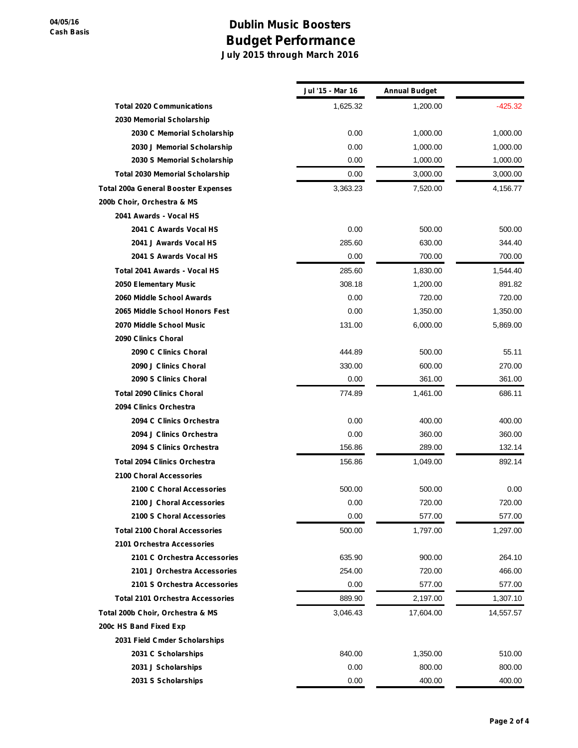# Dublin Music Boosters
## Budget Performance
### July 2015 through March 2016

04/05/16
Cash Basis

| | Jul '15 - Mar 16 | Annual Budget | |
|---|---|---|---|
| Total 2020 Communications | 1,625.32 | 1,200.00 | -425.32 |
| 2030 Memorial Scholarship | | | |
| 2030 C Memorial Scholarship | 0.00 | 1,000.00 | 1,000.00 |
| 2030 J Memorial Scholarship | 0.00 | 1,000.00 | 1,000.00 |
| 2030 S Memorial Scholarship | 0.00 | 1,000.00 | 1,000.00 |
| Total 2030 Memorial Scholarship | 0.00 | 3,000.00 | 3,000.00 |
| Total 200a General Booster Expenses | 3,363.23 | 7,520.00 | 4,156.77 |
| 200b Choir, Orchestra & MS | | | |
| 2041 Awards - Vocal HS | | | |
| 2041 C Awards Vocal HS | 0.00 | 500.00 | 500.00 |
| 2041 J Awards Vocal HS | 285.60 | 630.00 | 344.40 |
| 2041 S Awards Vocal HS | 0.00 | 700.00 | 700.00 |
| Total 2041 Awards - Vocal HS | 285.60 | 1,830.00 | 1,544.40 |
| 2050 Elementary Music | 308.18 | 1,200.00 | 891.82 |
| 2060 Middle School Awards | 0.00 | 720.00 | 720.00 |
| 2065 Middle School Honors Fest | 0.00 | 1,350.00 | 1,350.00 |
| 2070 Middle School Music | 131.00 | 6,000.00 | 5,869.00 |
| 2090 Clinics Choral | | | |
| 2090 C Clinics Choral | 444.89 | 500.00 | 55.11 |
| 2090 J Clinics Choral | 330.00 | 600.00 | 270.00 |
| 2090 S Clinics Choral | 0.00 | 361.00 | 361.00 |
| Total 2090 Clinics Choral | 774.89 | 1,461.00 | 686.11 |
| 2094 Clinics Orchestra | | | |
| 2094 C Clinics Orchestra | 0.00 | 400.00 | 400.00 |
| 2094 J Clinics Orchestra | 0.00 | 360.00 | 360.00 |
| 2094 S Clinics Orchestra | 156.86 | 289.00 | 132.14 |
| Total 2094 Clinics Orchestra | 156.86 | 1,049.00 | 892.14 |
| 2100 Choral Accessories | | | |
| 2100 C Choral Accessories | 500.00 | 500.00 | 0.00 |
| 2100 J Choral Accessories | 0.00 | 720.00 | 720.00 |
| 2100 S Choral Accessories | 0.00 | 577.00 | 577.00 |
| Total 2100 Choral Accessories | 500.00 | 1,797.00 | 1,297.00 |
| 2101 Orchestra Accessories | | | |
| 2101 C Orchestra Accessories | 635.90 | 900.00 | 264.10 |
| 2101 J Orchestra Accessories | 254.00 | 720.00 | 466.00 |
| 2101 S Orchestra Accessories | 0.00 | 577.00 | 577.00 |
| Total 2101 Orchestra Accessories | 889.90 | 2,197.00 | 1,307.10 |
| Total 200b Choir, Orchestra & MS | 3,046.43 | 17,604.00 | 14,557.57 |
| 200c HS Band Fixed Exp | | | |
| 2031 Field Cmder Scholarships | | | |
| 2031 C Scholarships | 840.00 | 1,350.00 | 510.00 |
| 2031 J Scholarships | 0.00 | 800.00 | 800.00 |
| 2031 S Scholarships | 0.00 | 400.00 | 400.00 |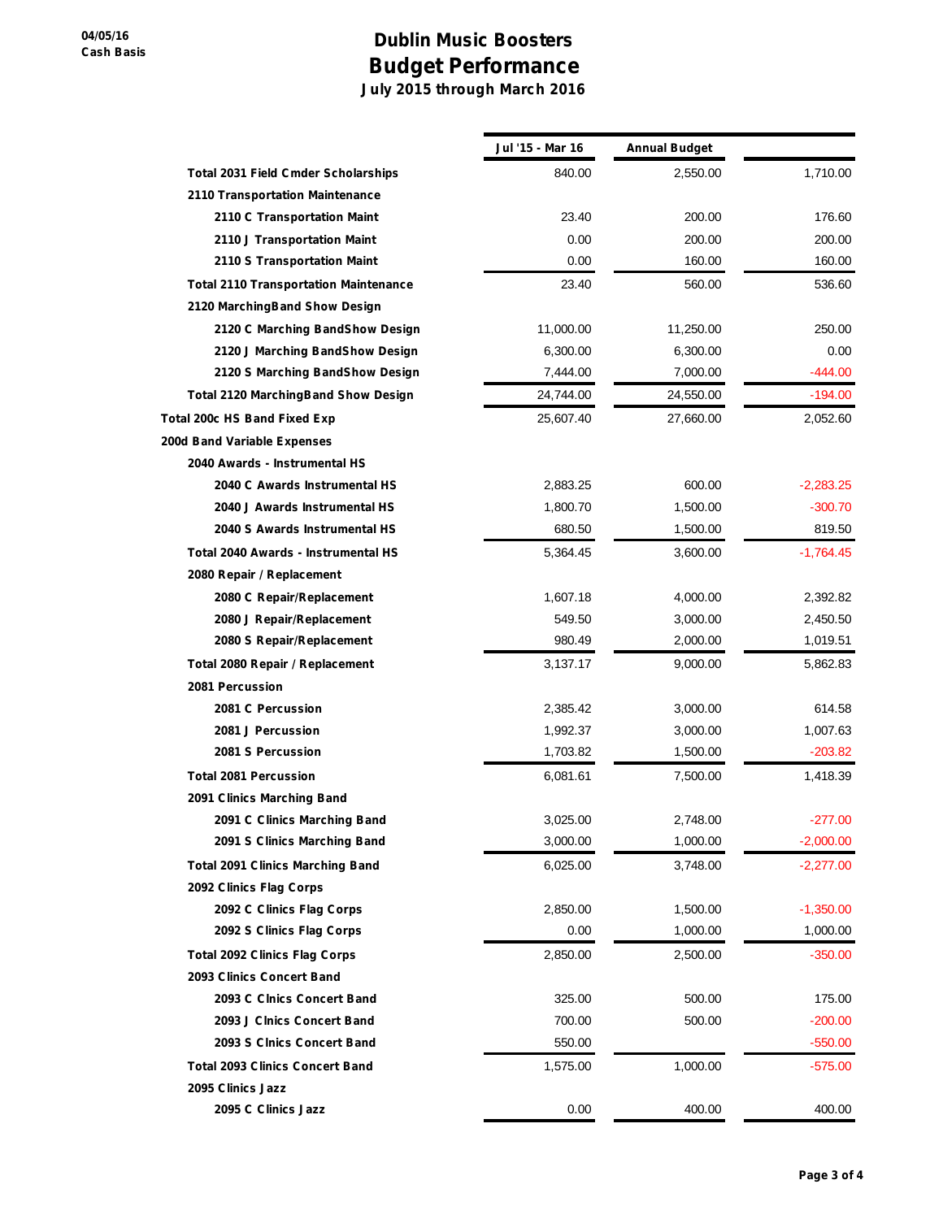# Dublin Music Boosters

## Budget Performance

### July 2015 through March 2016

04/05/16
Cash Basis

| | Jul '15 - Mar 16 | Annual Budget | |
|---|---|---|---|
| Total 2031 Field Cmder Scholarships | 840.00 | 2,550.00 | 1,710.00 |
| 2110 Transportation Maintenance | | | |
| 2110 C Transportation Maint | 23.40 | 200.00 | 176.60 |
| 2110 J Transportation Maint | 0.00 | 200.00 | 200.00 |
| 2110 S Transportation Maint | 0.00 | 160.00 | 160.00 |
| Total 2110 Transportation Maintenance | 23.40 | 560.00 | 536.60 |
| 2120 MarchingBand Show Design | | | |
| 2120 C Marching BandShow Design | 11,000.00 | 11,250.00 | 250.00 |
| 2120 J Marching BandShow Design | 6,300.00 | 6,300.00 | 0.00 |
| 2120 S Marching BandShow Design | 7,444.00 | 7,000.00 | -444.00 |
| Total 2120 MarchingBand Show Design | 24,744.00 | 24,550.00 | -194.00 |
| Total 200c HS Band Fixed Exp | 25,607.40 | 27,660.00 | 2,052.60 |
| 200d Band Variable Expenses | | | |
| 2040 Awards - Instrumental HS | | | |
| 2040 C Awards Instrumental HS | 2,883.25 | 600.00 | -2,283.25 |
| 2040 J Awards Instrumental HS | 1,800.70 | 1,500.00 | -300.70 |
| 2040 S Awards Instrumental HS | 680.50 | 1,500.00 | 819.50 |
| Total 2040 Awards - Instrumental HS | 5,364.45 | 3,600.00 | -1,764.45 |
| 2080 Repair / Replacement | | | |
| 2080 C Repair/Replacement | 1,607.18 | 4,000.00 | 2,392.82 |
| 2080 J Repair/Replacement | 549.50 | 3,000.00 | 2,450.50 |
| 2080 S Repair/Replacement | 980.49 | 2,000.00 | 1,019.51 |
| Total 2080 Repair / Replacement | 3,137.17 | 9,000.00 | 5,862.83 |
| 2081 Percussion | | | |
| 2081 C Percussion | 2,385.42 | 3,000.00 | 614.58 |
| 2081 J Percussion | 1,992.37 | 3,000.00 | 1,007.63 |
| 2081 S Percussion | 1,703.82 | 1,500.00 | -203.82 |
| Total 2081 Percussion | 6,081.61 | 7,500.00 | 1,418.39 |
| 2091 Clinics Marching Band | | | |
| 2091 C Clinics Marching Band | 3,025.00 | 2,748.00 | -277.00 |
| 2091 S Clinics Marching Band | 3,000.00 | 1,000.00 | -2,000.00 |
| Total 2091 Clinics Marching Band | 6,025.00 | 3,748.00 | -2,277.00 |
| 2092 Clinics Flag Corps | | | |
| 2092 C Clinics Flag Corps | 2,850.00 | 1,500.00 | -1,350.00 |
| 2092 S Clinics Flag Corps | 0.00 | 1,000.00 | 1,000.00 |
| Total 2092 Clinics Flag Corps | 2,850.00 | 2,500.00 | -350.00 |
| 2093 Clinics Concert Band | | | |
| 2093 C Clnics Concert Band | 325.00 | 500.00 | 175.00 |
| 2093 J Clnics Concert Band | 700.00 | 500.00 | -200.00 |
| 2093 S Clnics Concert Band | 550.00 | | -550.00 |
| Total 2093 Clinics Concert Band | 1,575.00 | 1,000.00 | -575.00 |
| 2095 Clinics Jazz | | | |
| 2095 C Clinics Jazz | 0.00 | 400.00 | 400.00 |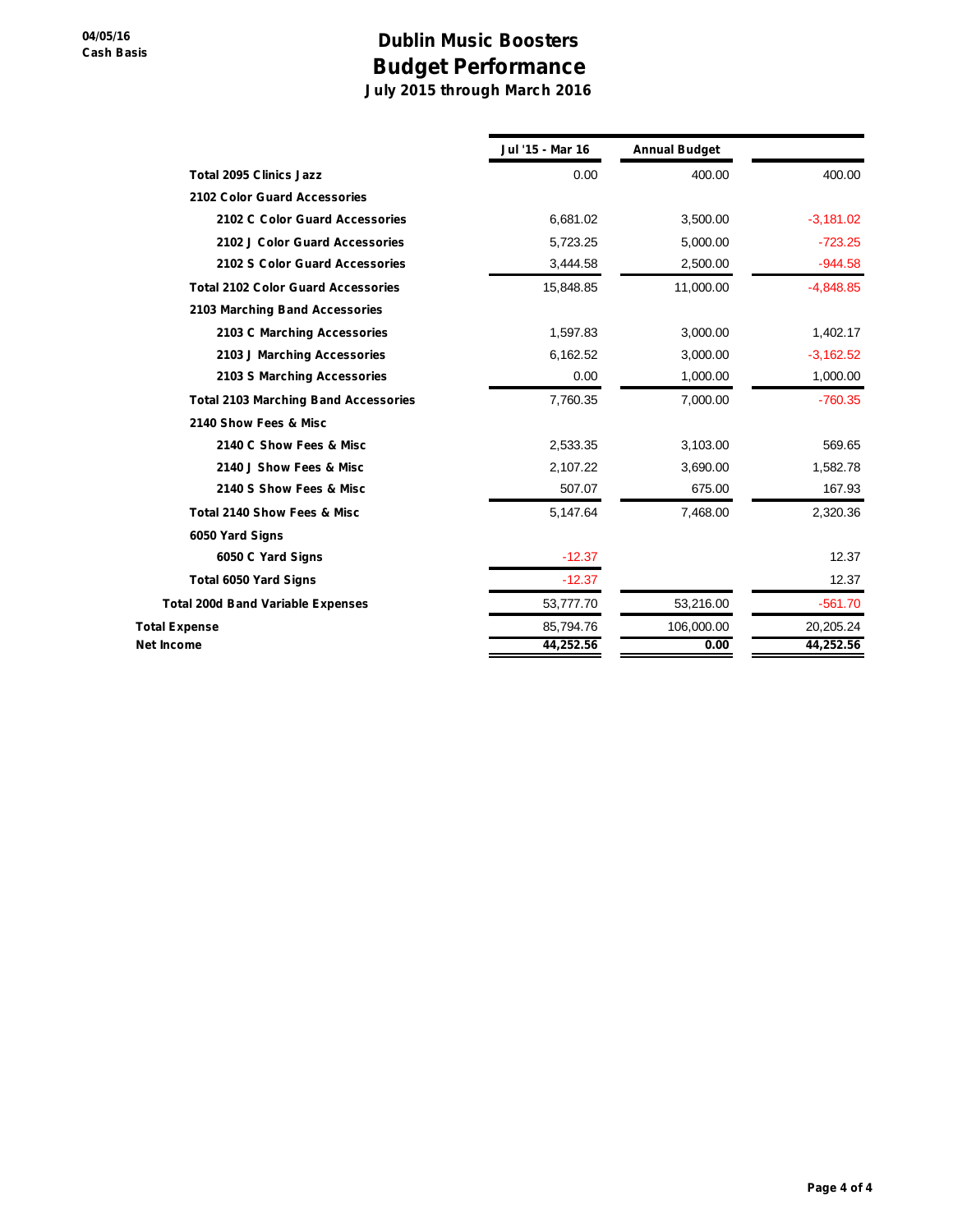04/05/16
Cash Basis

# Dublin Music Boosters
## Budget Performance
### July 2015 through March 2016

| | Jul '15 - Mar 16 | Annual Budget | |
|---|---|---|---|
| Total 2095 Clinics Jazz | 0.00 | 400.00 | 400.00 |
| 2102 Color Guard Accessories | | | |
| 2102 C Color Guard Accessories | 6,681.02 | 3,500.00 | -3,181.02 |
| 2102 J Color Guard Accessories | 5,723.25 | 5,000.00 | -723.25 |
| 2102 S Color Guard Accessories | 3,444.58 | 2,500.00 | -944.58 |
| Total 2102 Color Guard Accessories | 15,848.85 | 11,000.00 | -4,848.85 |
| 2103 Marching Band Accessories | | | |
| 2103 C Marching Accessories | 1,597.83 | 3,000.00 | 1,402.17 |
| 2103 J Marching Accessories | 6,162.52 | 3,000.00 | -3,162.52 |
| 2103 S Marching Accessories | 0.00 | 1,000.00 | 1,000.00 |
| Total 2103 Marching Band Accessories | 7,760.35 | 7,000.00 | -760.35 |
| 2140 Show Fees & Misc | | | |
| 2140 C Show Fees & Misc | 2,533.35 | 3,103.00 | 569.65 |
| 2140 J Show Fees & Misc | 2,107.22 | 3,690.00 | 1,582.78 |
| 2140 S Show Fees & Misc | 507.07 | 675.00 | 167.93 |
| Total 2140 Show Fees & Misc | 5,147.64 | 7,468.00 | 2,320.36 |
| 6050 Yard Signs | | | |
| 6050 C Yard Signs | -12.37 | | 12.37 |
| Total 6050 Yard Signs | -12.37 | | 12.37 |
| Total 200d Band Variable Expenses | 53,777.70 | 53,216.00 | -561.70 |
| Total Expense | 85,794.76 | 106,000.00 | 20,205.24 |
| Net Income | 44,252.56 | 0.00 | 44,252.56 |